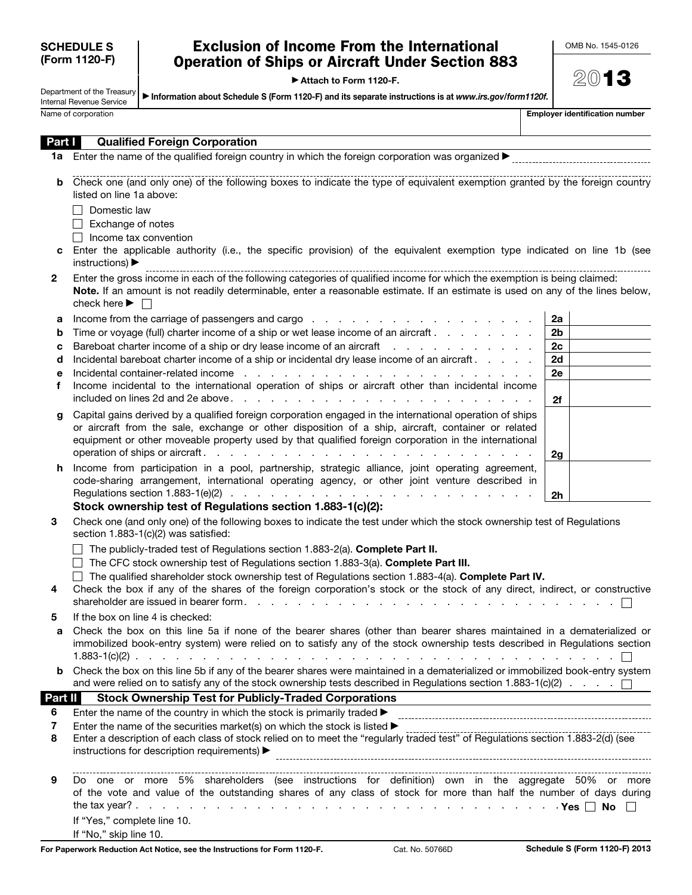**SCHEDULE S (Form 1120-F)**

Department of the Treasury
Internal Revenue Service

# Exclusion of Income From the International Operation of Ships or Aircraft Under Section 883

▶ Attach to Form 1120-F.

▶ Information about Schedule S (Form 1120-F) and its separate instructions is at *www.irs.gov/form1120f*.

OMB No. 1545-0126

2013

Name of corporation | **Employer identification number**

## Part I — Qualified Foreign Corporation

**1a** Enter the name of the qualified foreign country in which the foreign corporation was organized ▶

**b** Check one (and only one) of the following boxes to indicate the type of equivalent exemption granted by the foreign country listed on line 1a above:

- ☐ Domestic law
- ☐ Exchange of notes
- ☐ Income tax convention

**c** Enter the applicable authority (i.e., the specific provision) of the equivalent exemption type indicated on line 1b (see instructions) ▶

**2** Enter the gross income in each of the following categories of qualified income for which the exemption is being claimed:
**Note.** If an amount is not readily determinable, enter a reasonable estimate. If an estimate is used on any of the lines below, check here ▶ ☐

| | | | |
|---|---|---|---|
| **a** | Income from the carriage of passengers and cargo | **2a** | |
| **b** | Time or voyage (full) charter income of a ship or wet lease income of an aircraft | **2b** | |
| **c** | Bareboat charter income of a ship or dry lease income of an aircraft | **2c** | |
| **d** | Incidental bareboat charter income of a ship or incidental dry lease income of an aircraft | **2d** | |
| **e** | Incidental container-related income | **2e** | |
| **f** | Income incidental to the international operation of ships or aircraft other than incidental income included on lines 2d and 2e above | **2f** | |
| **g** | Capital gains derived by a qualified foreign corporation engaged in the international operation of ships or aircraft from the sale, exchange or other disposition of a ship, aircraft, container or related equipment or other moveable property used by that qualified foreign corporation in the international operation of ships or aircraft | **2g** | |
| **h** | Income from participation in a pool, partnership, strategic alliance, joint operating agreement, code-sharing arrangement, international operating agency, or other joint venture described in Regulations section 1.883-1(e)(2) | **2h** | |

**Stock ownership test of Regulations section 1.883-1(c)(2):**

**3** Check one (and only one) of the following boxes to indicate the test under which the stock ownership test of Regulations section 1.883-1(c)(2) was satisfied:

- ☐ The publicly-traded test of Regulations section 1.883-2(a). **Complete Part II.**
- ☐ The CFC stock ownership test of Regulations section 1.883-3(a). **Complete Part III.**
- ☐ The qualified shareholder stock ownership test of Regulations section 1.883-4(a). **Complete Part IV.**

**4** Check the box if any of the shares of the foreign corporation's stock or the stock of any direct, indirect, or constructive shareholder are issued in bearer form ☐

**5** If the box on line 4 is checked:

**a** Check the box on this line 5a if none of the bearer shares (other than bearer shares maintained in a dematerialized or immobilized book-entry system) were relied on to satisfy any of the stock ownership tests described in Regulations section 1.883-1(c)(2) ☐

**b** Check the box on this line 5b if any of the bearer shares were maintained in a dematerialized or immobilized book-entry system and were relied on to satisfy any of the stock ownership tests described in Regulations section 1.883-1(c)(2) ☐

## Part II — Stock Ownership Test for Publicly-Traded Corporations

**6** Enter the name of the country in which the stock is primarily traded ▶

**7** Enter the name of the securities market(s) on which the stock is listed ▶

**8** Enter a description of each class of stock relied on to meet the "regularly traded test" of Regulations section 1.883-2(d) (see instructions for description requirements) ▶

**9** Do one or more 5% shareholders (see instructions for definition) own in the aggregate 50% or more of the vote and value of the outstanding shares of any class of stock for more than half the number of days during the tax year? Yes ☐ No ☐

If "Yes," complete line 10.
If "No," skip line 10.

For Paperwork Reduction Act Notice, see the Instructions for Form 1120-F. Cat. No. 50766D Schedule S (Form 1120-F) 2013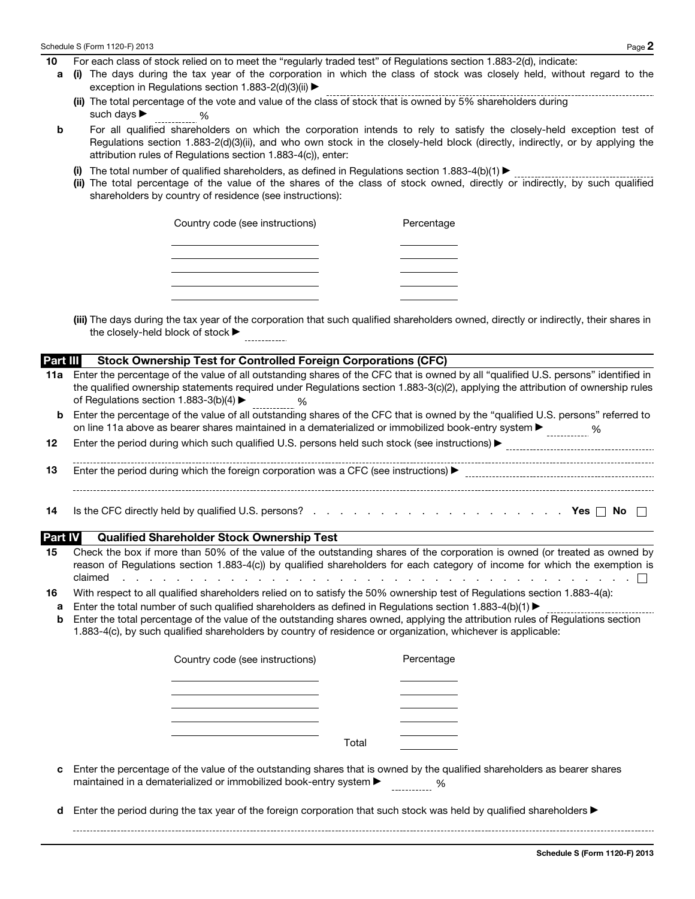**10** For each class of stock relied on to meet the "regularly traded test" of Regulations section 1.883-2(d), indicate:

**a** **(i)** The days during the tax year of the corporation in which the class of stock was closely held, without regard to the exception in Regulations section 1.883-2(d)(3)(ii) ▶ ____________

**(ii)** The total percentage of the vote and value of the class of stock that is owned by 5% shareholders during such days ▶ ______ %

**b** For all qualified shareholders on which the corporation intends to rely to satisfy the closely-held exception test of Regulations section 1.883-2(d)(3)(ii), and who own stock in the closely-held block (directly, indirectly, or by applying the attribution rules of Regulations section 1.883-4(c)), enter:

**(i)** The total number of qualified shareholders, as defined in Regulations section 1.883-4(b)(1) ▶ ____________

**(ii)** The total percentage of the value of the shares of the class of stock owned, directly or indirectly, by such qualified shareholders by country of residence (see instructions):

| Country code (see instructions) | Percentage |
|---|---|
| | |
| | |
| | |
| | |
| | |

**(iii)** The days during the tax year of the corporation that such qualified shareholders owned, directly or indirectly, their shares in the closely-held block of stock ▶ ______

## Part III Stock Ownership Test for Controlled Foreign Corporations (CFC)

**11a** Enter the percentage of the value of all outstanding shares of the CFC that is owned by all "qualified U.S. persons" identified in the qualified ownership statements required under Regulations section 1.883-3(c)(2), applying the attribution of ownership rules of Regulations section 1.883-3(b)(4) ▶ ______ %

**b** Enter the percentage of the value of all outstanding shares of the CFC that is owned by the "qualified U.S. persons" referred to on line 11a above as bearer shares maintained in a dematerialized or immobilized book-entry system ▶ ______ %

**12** Enter the period during which such qualified U.S. persons held such stock (see instructions) ▶ ____________

**13** Enter the period during which the foreign corporation was a CFC (see instructions) ▶ ____________

**14** Is the CFC directly held by qualified U.S. persons? . . . . . . . . . . . . . . . . . . . . **Yes** ☐ **No** ☐

## Part IV Qualified Shareholder Stock Ownership Test

**15** Check the box if more than 50% of the value of the outstanding shares of the corporation is owned (or treated as owned by reason of Regulations section 1.883-4(c)) by qualified shareholders for each category of income for which the exemption is claimed . . . . . . . . . . . . . . . . . . . . . . . . . . . . . . . . . . . . . ☐

**16** With respect to all qualified shareholders relied on to satisfy the 50% ownership test of Regulations section 1.883-4(a):

**a** Enter the total number of such qualified shareholders as defined in Regulations section 1.883-4(b)(1) ▶ ____________

**b** Enter the total percentage of the value of the outstanding shares owned, applying the attribution rules of Regulations section 1.883-4(c), by such qualified shareholders by country of residence or organization, whichever is applicable:

| Country code (see instructions) | Percentage |
|---|---|
| | |
| | |
| | |
| | |
| | |
| Total | |

**c** Enter the percentage of the value of the outstanding shares that is owned by the qualified shareholders as bearer shares maintained in a dematerialized or immobilized book-entry system ▶ ______ %

**d** Enter the period during the tax year of the foreign corporation that such stock was held by qualified shareholders ▶ ____________